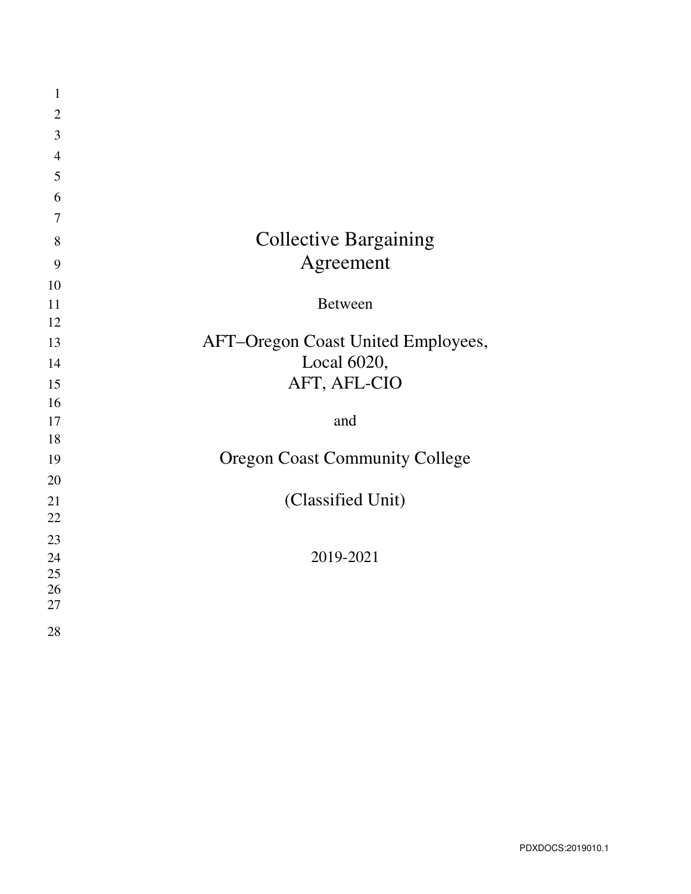# Collective Bargaining Agreement

Between

AFT–Oregon Coast United Employees,
Local 6020,
AFT, AFL-CIO

and

Oregon Coast Community College

(Classified Unit)

2019-2021

PDXDOCS:2019010.1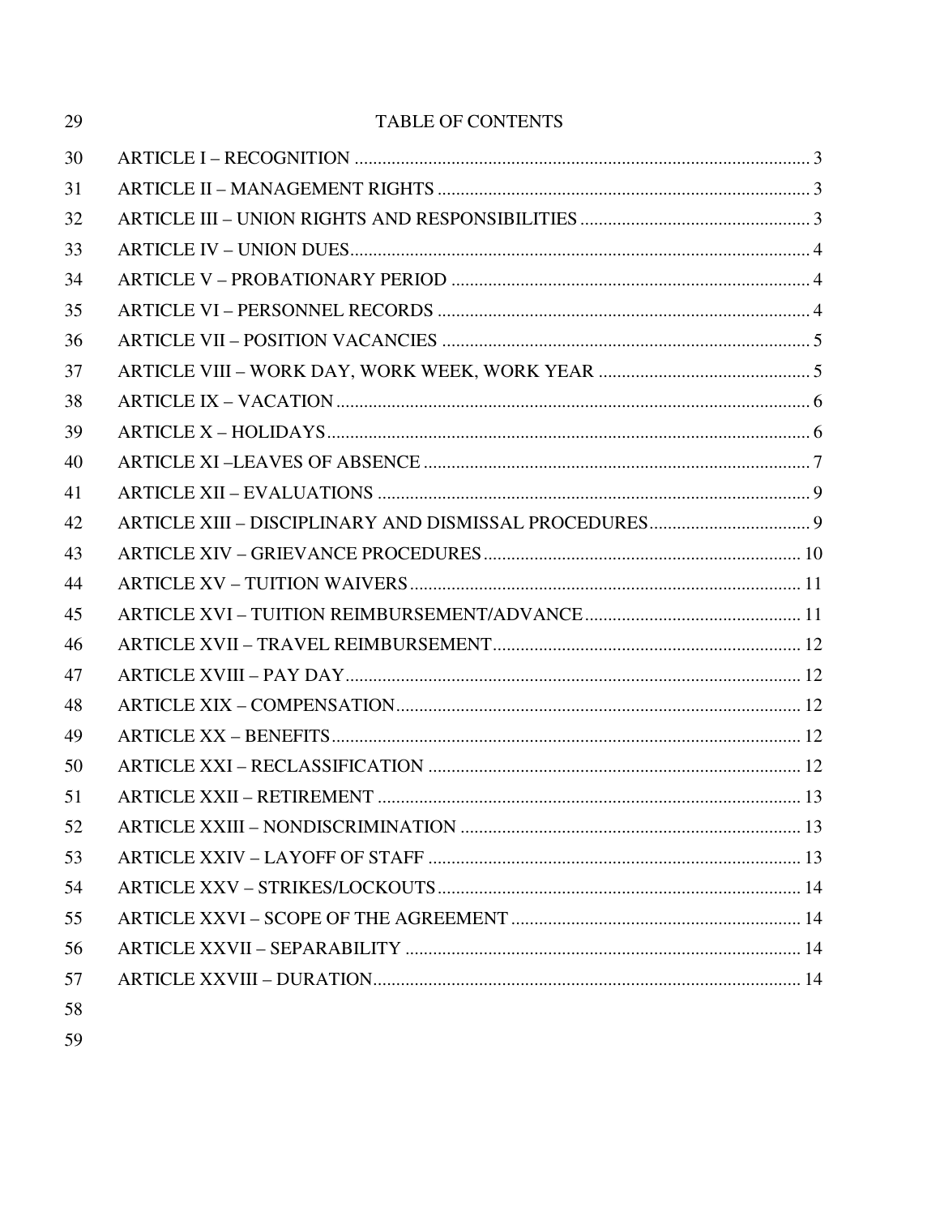# TABLE OF CONTENTS

| Article | Page |
|---|---|
| ARTICLE I – RECOGNITION | 3 |
| ARTICLE II – MANAGEMENT RIGHTS | 3 |
| ARTICLE III – UNION RIGHTS AND RESPONSIBILITIES | 3 |
| ARTICLE IV – UNION DUES | 4 |
| ARTICLE V – PROBATIONARY PERIOD | 4 |
| ARTICLE VI – PERSONNEL RECORDS | 4 |
| ARTICLE VII – POSITION VACANCIES | 5 |
| ARTICLE VIII – WORK DAY, WORK WEEK, WORK YEAR | 5 |
| ARTICLE IX – VACATION | 6 |
| ARTICLE X – HOLIDAYS | 6 |
| ARTICLE XI –LEAVES OF ABSENCE | 7 |
| ARTICLE XII – EVALUATIONS | 9 |
| ARTICLE XIII – DISCIPLINARY AND DISMISSAL PROCEDURES | 9 |
| ARTICLE XIV – GRIEVANCE PROCEDURES | 10 |
| ARTICLE XV – TUITION WAIVERS | 11 |
| ARTICLE XVI – TUITION REIMBURSEMENT/ADVANCE | 11 |
| ARTICLE XVII – TRAVEL REIMBURSEMENT | 12 |
| ARTICLE XVIII – PAY DAY | 12 |
| ARTICLE XIX – COMPENSATION | 12 |
| ARTICLE XX – BENEFITS | 12 |
| ARTICLE XXI – RECLASSIFICATION | 12 |
| ARTICLE XXII – RETIREMENT | 13 |
| ARTICLE XXIII – NONDISCRIMINATION | 13 |
| ARTICLE XXIV – LAYOFF OF STAFF | 13 |
| ARTICLE XXV – STRIKES/LOCKOUTS | 14 |
| ARTICLE XXVI – SCOPE OF THE AGREEMENT | 14 |
| ARTICLE XXVII – SEPARABILITY | 14 |
| ARTICLE XXVIII – DURATION | 14 |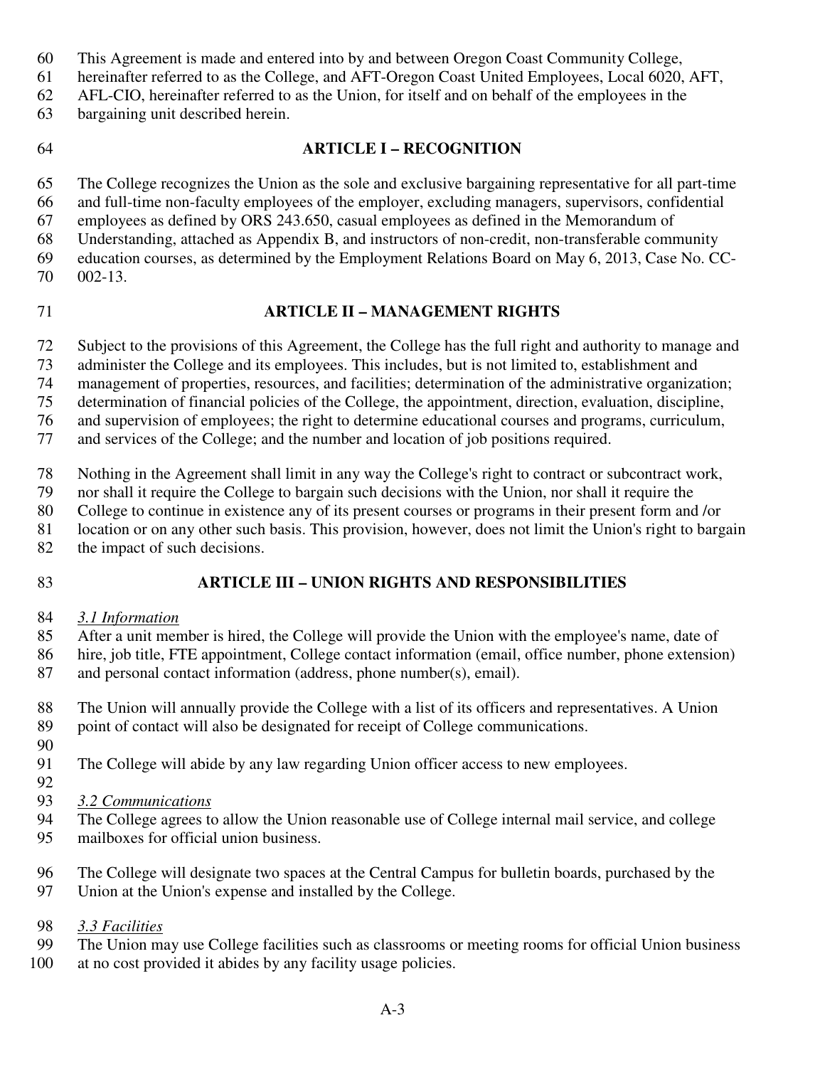This Agreement is made and entered into by and between Oregon Coast Community College, hereinafter referred to as the College, and AFT-Oregon Coast United Employees, Local 6020, AFT, AFL-CIO, hereinafter referred to as the Union, for itself and on behalf of the employees in the bargaining unit described herein.

## ARTICLE I – RECOGNITION

The College recognizes the Union as the sole and exclusive bargaining representative for all part-time and full-time non-faculty employees of the employer, excluding managers, supervisors, confidential employees as defined by ORS 243.650, casual employees as defined in the Memorandum of Understanding, attached as Appendix B, and instructors of non-credit, non-transferable community education courses, as determined by the Employment Relations Board on May 6, 2013, Case No. CC-002-13.

## ARTICLE II – MANAGEMENT RIGHTS

Subject to the provisions of this Agreement, the College has the full right and authority to manage and administer the College and its employees. This includes, but is not limited to, establishment and management of properties, resources, and facilities; determination of the administrative organization; determination of financial policies of the College, the appointment, direction, evaluation, discipline, and supervision of employees; the right to determine educational courses and programs, curriculum, and services of the College; and the number and location of job positions required.

Nothing in the Agreement shall limit in any way the College's right to contract or subcontract work, nor shall it require the College to bargain such decisions with the Union, nor shall it require the College to continue in existence any of its present courses or programs in their present form and /or location or on any other such basis. This provision, however, does not limit the Union's right to bargain the impact of such decisions.

## ARTICLE III – UNION RIGHTS AND RESPONSIBILITIES

*3.1 Information*

After a unit member is hired, the College will provide the Union with the employee's name, date of hire, job title, FTE appointment, College contact information (email, office number, phone extension) and personal contact information (address, phone number(s), email).

The Union will annually provide the College with a list of its officers and representatives. A Union point of contact will also be designated for receipt of College communications.

The College will abide by any law regarding Union officer access to new employees.

*3.2 Communications*

The College agrees to allow the Union reasonable use of College internal mail service, and college mailboxes for official union business.

The College will designate two spaces at the Central Campus for bulletin boards, purchased by the Union at the Union's expense and installed by the College.

*3.3 Facilities*

The Union may use College facilities such as classrooms or meeting rooms for official Union business at no cost provided it abides by any facility usage policies.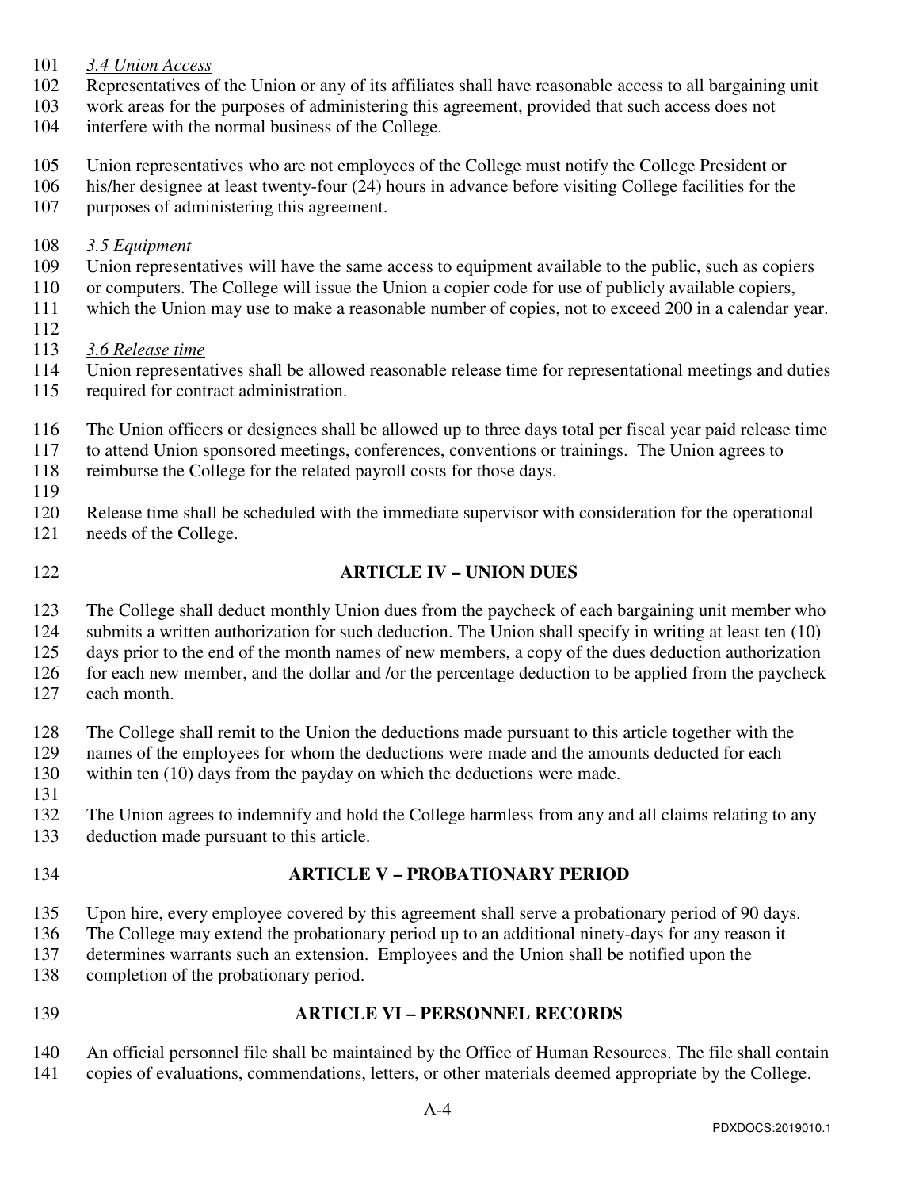*3.4 Union Access*

Representatives of the Union or any of its affiliates shall have reasonable access to all bargaining unit work areas for the purposes of administering this agreement, provided that such access does not interfere with the normal business of the College.

Union representatives who are not employees of the College must notify the College President or his/her designee at least twenty-four (24) hours in advance before visiting College facilities for the purposes of administering this agreement.

*3.5 Equipment*

Union representatives will have the same access to equipment available to the public, such as copiers or computers. The College will issue the Union a copier code for use of publicly available copiers, which the Union may use to make a reasonable number of copies, not to exceed 200 in a calendar year.

*3.6 Release time*

Union representatives shall be allowed reasonable release time for representational meetings and duties required for contract administration.

The Union officers or designees shall be allowed up to three days total per fiscal year paid release time to attend Union sponsored meetings, conferences, conventions or trainings. The Union agrees to reimburse the College for the related payroll costs for those days.

Release time shall be scheduled with the immediate supervisor with consideration for the operational needs of the College.

## ARTICLE IV – UNION DUES

The College shall deduct monthly Union dues from the paycheck of each bargaining unit member who submits a written authorization for such deduction. The Union shall specify in writing at least ten (10) days prior to the end of the month names of new members, a copy of the dues deduction authorization for each new member, and the dollar and /or the percentage deduction to be applied from the paycheck each month.

The College shall remit to the Union the deductions made pursuant to this article together with the names of the employees for whom the deductions were made and the amounts deducted for each within ten (10) days from the payday on which the deductions were made.

The Union agrees to indemnify and hold the College harmless from any and all claims relating to any deduction made pursuant to this article.

## ARTICLE V – PROBATIONARY PERIOD

Upon hire, every employee covered by this agreement shall serve a probationary period of 90 days. The College may extend the probationary period up to an additional ninety-days for any reason it determines warrants such an extension. Employees and the Union shall be notified upon the completion of the probationary period.

## ARTICLE VI – PERSONNEL RECORDS

An official personnel file shall be maintained by the Office of Human Resources. The file shall contain copies of evaluations, commendations, letters, or other materials deemed appropriate by the College.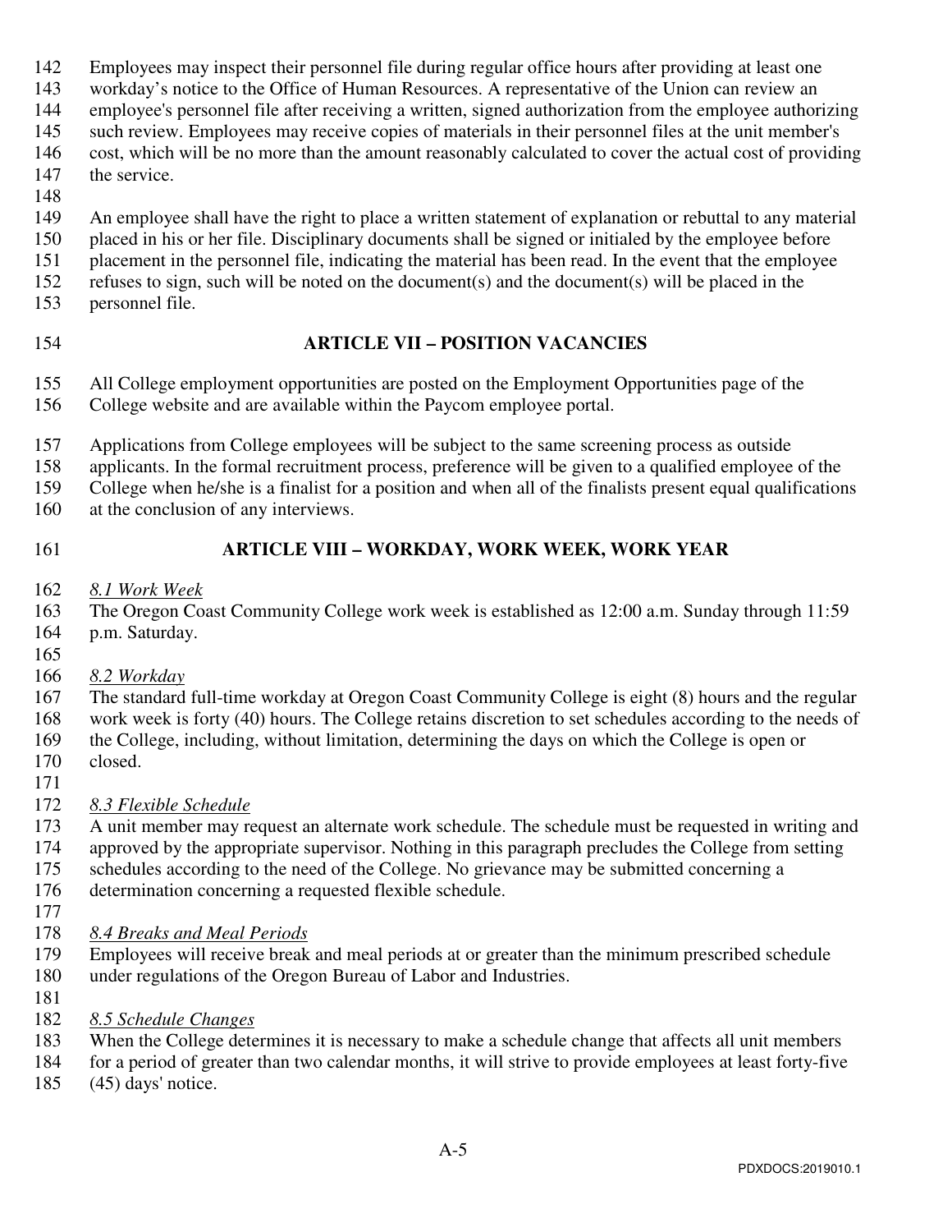Employees may inspect their personnel file during regular office hours after providing at least one workday's notice to the Office of Human Resources. A representative of the Union can review an employee's personnel file after receiving a written, signed authorization from the employee authorizing such review. Employees may receive copies of materials in their personnel files at the unit member's cost, which will be no more than the amount reasonably calculated to cover the actual cost of providing the service.

An employee shall have the right to place a written statement of explanation or rebuttal to any material placed in his or her file. Disciplinary documents shall be signed or initialed by the employee before placement in the personnel file, indicating the material has been read. In the event that the employee refuses to sign, such will be noted on the document(s) and the document(s) will be placed in the personnel file.

## ARTICLE VII – POSITION VACANCIES

All College employment opportunities are posted on the Employment Opportunities page of the College website and are available within the Paycom employee portal.

Applications from College employees will be subject to the same screening process as outside applicants. In the formal recruitment process, preference will be given to a qualified employee of the College when he/she is a finalist for a position and when all of the finalists present equal qualifications at the conclusion of any interviews.

## ARTICLE VIII – WORKDAY, WORK WEEK, WORK YEAR

*8.1 Work Week*

The Oregon Coast Community College work week is established as 12:00 a.m. Sunday through 11:59 p.m. Saturday.

*8.2 Workday*

The standard full-time workday at Oregon Coast Community College is eight (8) hours and the regular work week is forty (40) hours. The College retains discretion to set schedules according to the needs of the College, including, without limitation, determining the days on which the College is open or closed.

*8.3 Flexible Schedule*

A unit member may request an alternate work schedule. The schedule must be requested in writing and approved by the appropriate supervisor. Nothing in this paragraph precludes the College from setting schedules according to the need of the College. No grievance may be submitted concerning a determination concerning a requested flexible schedule.

*8.4 Breaks and Meal Periods*

Employees will receive break and meal periods at or greater than the minimum prescribed schedule under regulations of the Oregon Bureau of Labor and Industries.

*8.5 Schedule Changes*

When the College determines it is necessary to make a schedule change that affects all unit members for a period of greater than two calendar months, it will strive to provide employees at least forty-five (45) days' notice.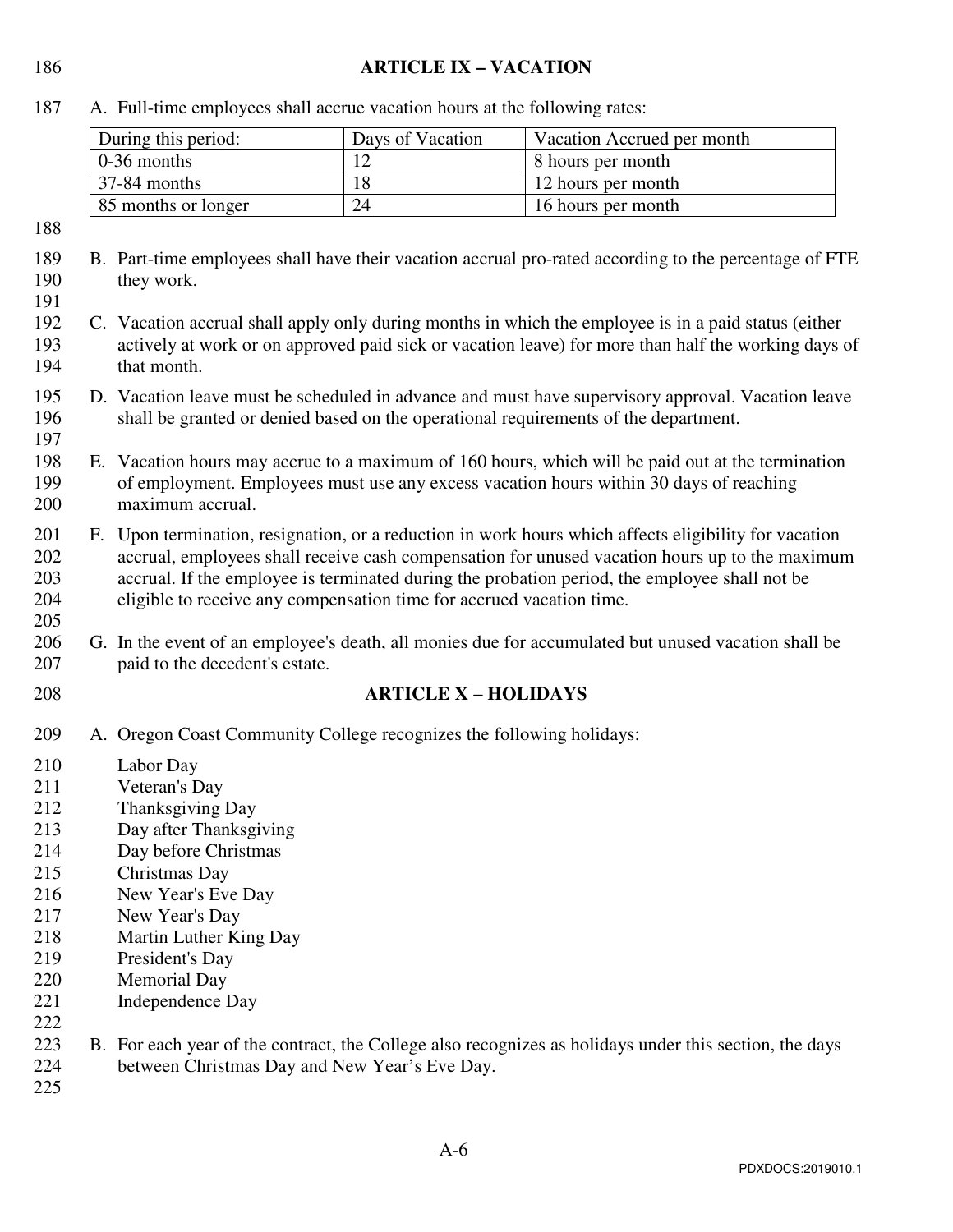## ARTICLE IX – VACATION

A. Full-time employees shall accrue vacation hours at the following rates:

| During this period: | Days of Vacation | Vacation Accrued per month |
|---|---|---|
| 0-36 months | 12 | 8 hours per month |
| 37-84 months | 18 | 12 hours per month |
| 85 months or longer | 24 | 16 hours per month |

B. Part-time employees shall have their vacation accrual pro-rated according to the percentage of FTE they work.

C. Vacation accrual shall apply only during months in which the employee is in a paid status (either actively at work or on approved paid sick or vacation leave) for more than half the working days of that month.

D. Vacation leave must be scheduled in advance and must have supervisory approval. Vacation leave shall be granted or denied based on the operational requirements of the department.

E. Vacation hours may accrue to a maximum of 160 hours, which will be paid out at the termination of employment. Employees must use any excess vacation hours within 30 days of reaching maximum accrual.

F. Upon termination, resignation, or a reduction in work hours which affects eligibility for vacation accrual, employees shall receive cash compensation for unused vacation hours up to the maximum accrual. If the employee is terminated during the probation period, the employee shall not be eligible to receive any compensation time for accrued vacation time.

G. In the event of an employee's death, all monies due for accumulated but unused vacation shall be paid to the decedent's estate.

## ARTICLE X – HOLIDAYS

A. Oregon Coast Community College recognizes the following holidays:

Labor Day
Veteran's Day
Thanksgiving Day
Day after Thanksgiving
Day before Christmas
Christmas Day
New Year's Eve Day
New Year's Day
Martin Luther King Day
President's Day
Memorial Day
Independence Day

B. For each year of the contract, the College also recognizes as holidays under this section, the days between Christmas Day and New Year's Eve Day.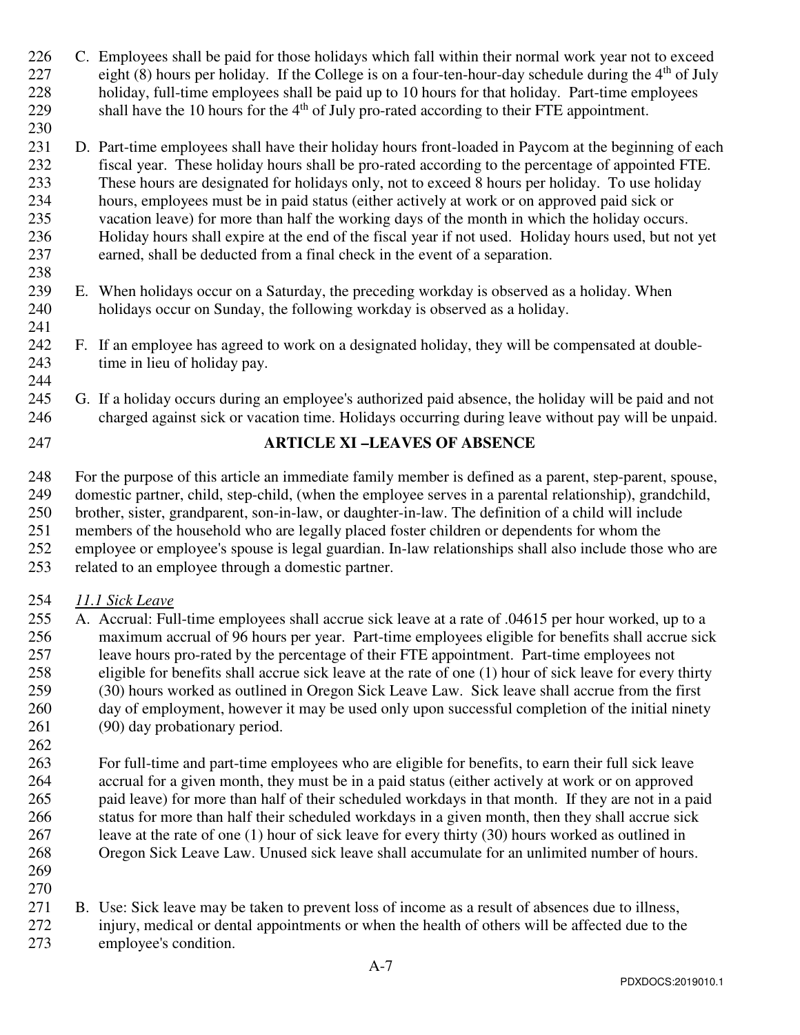C. Employees shall be paid for those holidays which fall within their normal work year not to exceed eight (8) hours per holiday. If the College is on a four-ten-hour-day schedule during the 4th of July holiday, full-time employees shall be paid up to 10 hours for that holiday. Part-time employees shall have the 10 hours for the 4th of July pro-rated according to their FTE appointment.

D. Part-time employees shall have their holiday hours front-loaded in Paycom at the beginning of each fiscal year. These holiday hours shall be pro-rated according to the percentage of appointed FTE. These hours are designated for holidays only, not to exceed 8 hours per holiday. To use holiday hours, employees must be in paid status (either actively at work or on approved paid sick or vacation leave) for more than half the working days of the month in which the holiday occurs. Holiday hours shall expire at the end of the fiscal year if not used. Holiday hours used, but not yet earned, shall be deducted from a final check in the event of a separation.

E. When holidays occur on a Saturday, the preceding workday is observed as a holiday. When holidays occur on Sunday, the following workday is observed as a holiday.

F. If an employee has agreed to work on a designated holiday, they will be compensated at double-time in lieu of holiday pay.

G. If a holiday occurs during an employee's authorized paid absence, the holiday will be paid and not charged against sick or vacation time. Holidays occurring during leave without pay will be unpaid.

## ARTICLE XI –LEAVES OF ABSENCE

For the purpose of this article an immediate family member is defined as a parent, step-parent, spouse, domestic partner, child, step-child, (when the employee serves in a parental relationship), grandchild, brother, sister, grandparent, son-in-law, or daughter-in-law. The definition of a child will include members of the household who are legally placed foster children or dependents for whom the employee or employee's spouse is legal guardian. In-law relationships shall also include those who are related to an employee through a domestic partner.

### *11.1 Sick Leave*

A. Accrual: Full-time employees shall accrue sick leave at a rate of .04615 per hour worked, up to a maximum accrual of 96 hours per year. Part-time employees eligible for benefits shall accrue sick leave hours pro-rated by the percentage of their FTE appointment. Part-time employees not eligible for benefits shall accrue sick leave at the rate of one (1) hour of sick leave for every thirty (30) hours worked as outlined in Oregon Sick Leave Law. Sick leave shall accrue from the first day of employment, however it may be used only upon successful completion of the initial ninety (90) day probationary period.

   For full-time and part-time employees who are eligible for benefits, to earn their full sick leave accrual for a given month, they must be in a paid status (either actively at work or on approved paid leave) for more than half of their scheduled workdays in that month. If they are not in a paid status for more than half their scheduled workdays in a given month, then they shall accrue sick leave at the rate of one (1) hour of sick leave for every thirty (30) hours worked as outlined in Oregon Sick Leave Law. Unused sick leave shall accumulate for an unlimited number of hours.

B. Use: Sick leave may be taken to prevent loss of income as a result of absences due to illness, injury, medical or dental appointments or when the health of others will be affected due to the employee's condition.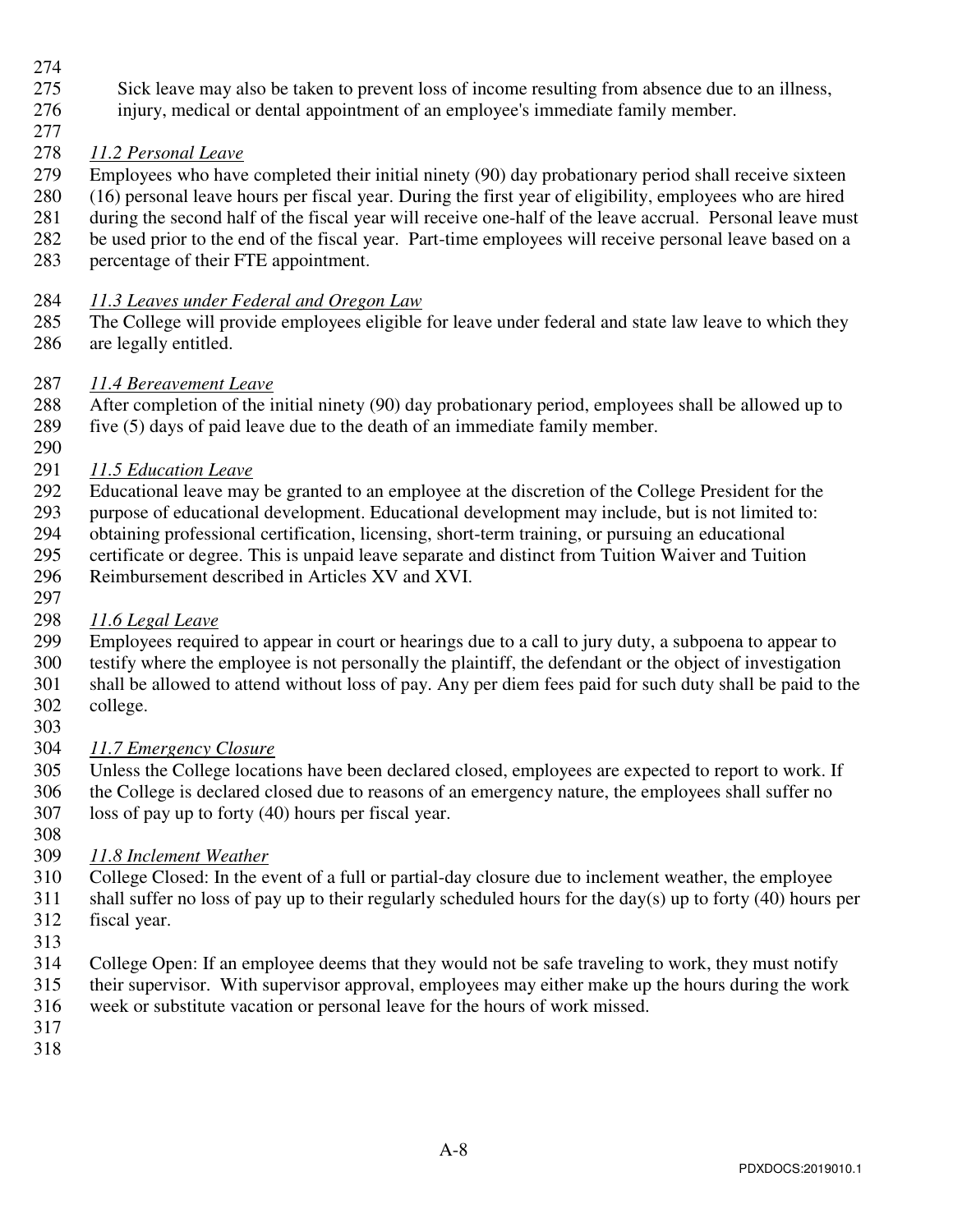Sick leave may also be taken to prevent loss of income resulting from absence due to an illness, injury, medical or dental appointment of an employee's immediate family member.

*11.2 Personal Leave*

Employees who have completed their initial ninety (90) day probationary period shall receive sixteen (16) personal leave hours per fiscal year. During the first year of eligibility, employees who are hired during the second half of the fiscal year will receive one-half of the leave accrual. Personal leave must be used prior to the end of the fiscal year. Part-time employees will receive personal leave based on a percentage of their FTE appointment.

*11.3 Leaves under Federal and Oregon Law*

The College will provide employees eligible for leave under federal and state law leave to which they are legally entitled.

*11.4 Bereavement Leave*

After completion of the initial ninety (90) day probationary period, employees shall be allowed up to five (5) days of paid leave due to the death of an immediate family member.

*11.5 Education Leave*

Educational leave may be granted to an employee at the discretion of the College President for the purpose of educational development. Educational development may include, but is not limited to: obtaining professional certification, licensing, short-term training, or pursuing an educational certificate or degree. This is unpaid leave separate and distinct from Tuition Waiver and Tuition Reimbursement described in Articles XV and XVI.

*11.6 Legal Leave*

Employees required to appear in court or hearings due to a call to jury duty, a subpoena to appear to testify where the employee is not personally the plaintiff, the defendant or the object of investigation shall be allowed to attend without loss of pay. Any per diem fees paid for such duty shall be paid to the college.

*11.7 Emergency Closure*

Unless the College locations have been declared closed, employees are expected to report to work. If the College is declared closed due to reasons of an emergency nature, the employees shall suffer no loss of pay up to forty (40) hours per fiscal year.

*11.8 Inclement Weather*

College Closed: In the event of a full or partial-day closure due to inclement weather, the employee shall suffer no loss of pay up to their regularly scheduled hours for the day(s) up to forty (40) hours per fiscal year.

College Open: If an employee deems that they would not be safe traveling to work, they must notify their supervisor. With supervisor approval, employees may either make up the hours during the work week or substitute vacation or personal leave for the hours of work missed.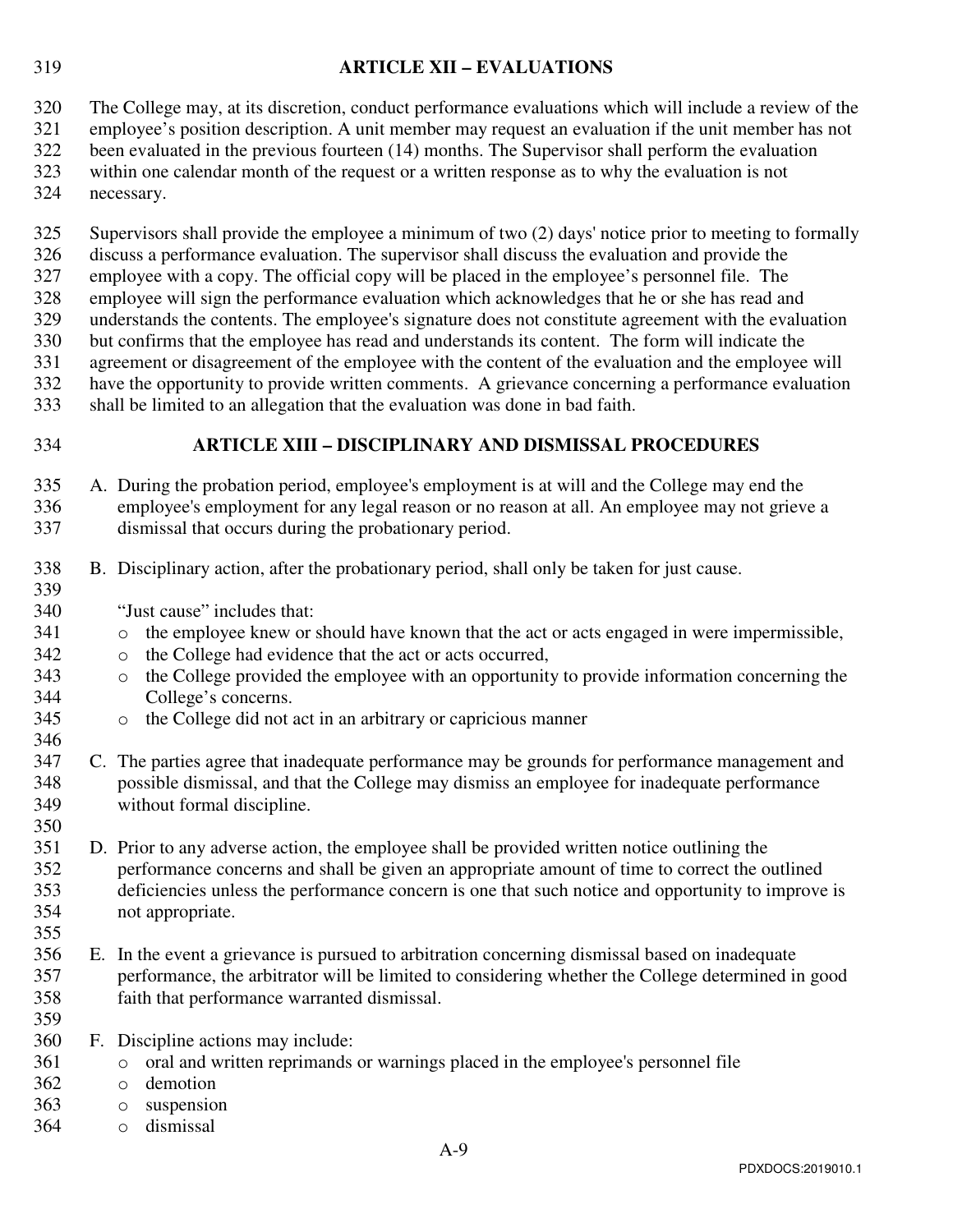## ARTICLE XII – EVALUATIONS

The College may, at its discretion, conduct performance evaluations which will include a review of the employee's position description. A unit member may request an evaluation if the unit member has not been evaluated in the previous fourteen (14) months. The Supervisor shall perform the evaluation within one calendar month of the request or a written response as to why the evaluation is not necessary.

Supervisors shall provide the employee a minimum of two (2) days' notice prior to meeting to formally discuss a performance evaluation. The supervisor shall discuss the evaluation and provide the employee with a copy. The official copy will be placed in the employee's personnel file. The employee will sign the performance evaluation which acknowledges that he or she has read and understands the contents. The employee's signature does not constitute agreement with the evaluation but confirms that the employee has read and understands its content. The form will indicate the agreement or disagreement of the employee with the content of the evaluation and the employee will have the opportunity to provide written comments. A grievance concerning a performance evaluation shall be limited to an allegation that the evaluation was done in bad faith.

## ARTICLE XIII – DISCIPLINARY AND DISMISSAL PROCEDURES

A. During the probation period, employee's employment is at will and the College may end the employee's employment for any legal reason or no reason at all. An employee may not grieve a dismissal that occurs during the probationary period.

B. Disciplinary action, after the probationary period, shall only be taken for just cause.

   "Just cause" includes that:
   - the employee knew or should have known that the act or acts engaged in were impermissible,
   - the College had evidence that the act or acts occurred,
   - the College provided the employee with an opportunity to provide information concerning the College's concerns.
   - the College did not act in an arbitrary or capricious manner

C. The parties agree that inadequate performance may be grounds for performance management and possible dismissal, and that the College may dismiss an employee for inadequate performance without formal discipline.

D. Prior to any adverse action, the employee shall be provided written notice outlining the performance concerns and shall be given an appropriate amount of time to correct the outlined deficiencies unless the performance concern is one that such notice and opportunity to improve is not appropriate.

E. In the event a grievance is pursued to arbitration concerning dismissal based on inadequate performance, the arbitrator will be limited to considering whether the College determined in good faith that performance warranted dismissal.

F. Discipline actions may include:
   - oral and written reprimands or warnings placed in the employee's personnel file
   - demotion
   - suspension
   - dismissal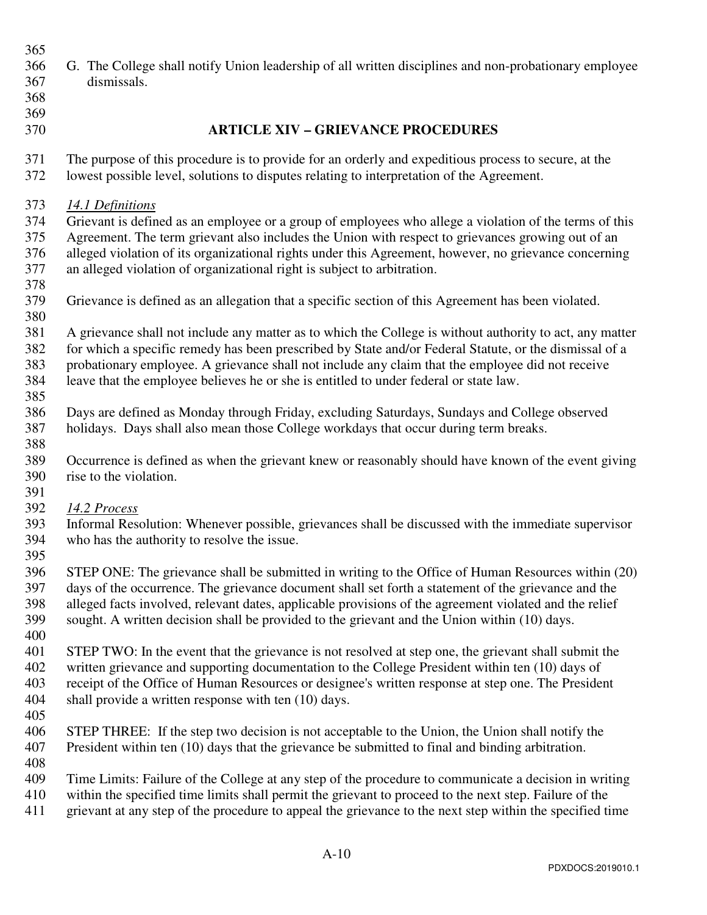G. The College shall notify Union leadership of all written disciplines and non-probationary employee dismissals.

## ARTICLE XIV – GRIEVANCE PROCEDURES

The purpose of this procedure is to provide for an orderly and expeditious process to secure, at the lowest possible level, solutions to disputes relating to interpretation of the Agreement.

*14.1 Definitions*

Grievant is defined as an employee or a group of employees who allege a violation of the terms of this Agreement. The term grievant also includes the Union with respect to grievances growing out of an alleged violation of its organizational rights under this Agreement, however, no grievance concerning an alleged violation of organizational right is subject to arbitration.

Grievance is defined as an allegation that a specific section of this Agreement has been violated.

A grievance shall not include any matter as to which the College is without authority to act, any matter for which a specific remedy has been prescribed by State and/or Federal Statute, or the dismissal of a probationary employee. A grievance shall not include any claim that the employee did not receive leave that the employee believes he or she is entitled to under federal or state law.

Days are defined as Monday through Friday, excluding Saturdays, Sundays and College observed holidays. Days shall also mean those College workdays that occur during term breaks.

Occurrence is defined as when the grievant knew or reasonably should have known of the event giving rise to the violation.

*14.2 Process*

Informal Resolution: Whenever possible, grievances shall be discussed with the immediate supervisor who has the authority to resolve the issue.

STEP ONE: The grievance shall be submitted in writing to the Office of Human Resources within (20) days of the occurrence. The grievance document shall set forth a statement of the grievance and the alleged facts involved, relevant dates, applicable provisions of the agreement violated and the relief sought. A written decision shall be provided to the grievant and the Union within (10) days.

STEP TWO: In the event that the grievance is not resolved at step one, the grievant shall submit the written grievance and supporting documentation to the College President within ten (10) days of receipt of the Office of Human Resources or designee's written response at step one. The President shall provide a written response with ten (10) days.

STEP THREE: If the step two decision is not acceptable to the Union, the Union shall notify the President within ten (10) days that the grievance be submitted to final and binding arbitration.

Time Limits: Failure of the College at any step of the procedure to communicate a decision in writing within the specified time limits shall permit the grievant to proceed to the next step. Failure of the grievant at any step of the procedure to appeal the grievance to the next step within the specified time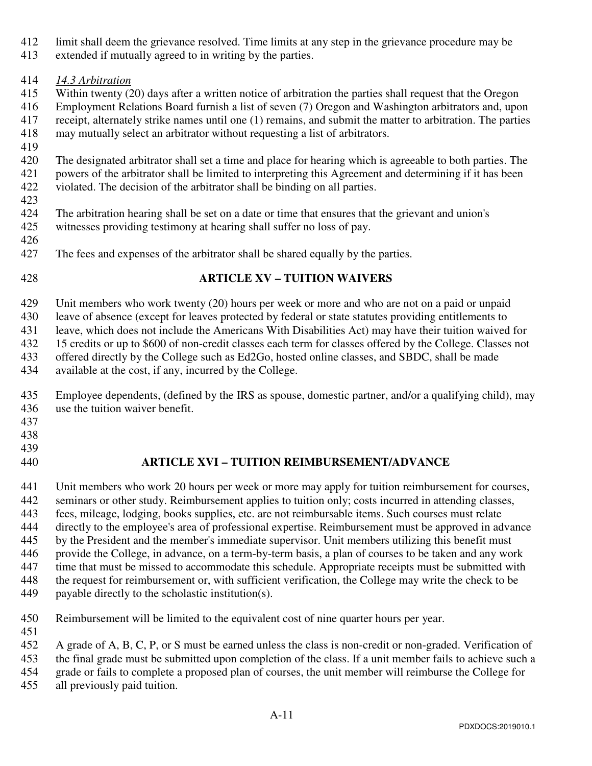limit shall deem the grievance resolved. Time limits at any step in the grievance procedure may be extended if mutually agreed to in writing by the parties.

*14.3 Arbitration*

Within twenty (20) days after a written notice of arbitration the parties shall request that the Oregon Employment Relations Board furnish a list of seven (7) Oregon and Washington arbitrators and, upon receipt, alternately strike names until one (1) remains, and submit the matter to arbitration. The parties may mutually select an arbitrator without requesting a list of arbitrators.

The designated arbitrator shall set a time and place for hearing which is agreeable to both parties. The powers of the arbitrator shall be limited to interpreting this Agreement and determining if it has been violated. The decision of the arbitrator shall be binding on all parties.

The arbitration hearing shall be set on a date or time that ensures that the grievant and union's witnesses providing testimony at hearing shall suffer no loss of pay.

The fees and expenses of the arbitrator shall be shared equally by the parties.

## ARTICLE XV – TUITION WAIVERS

Unit members who work twenty (20) hours per week or more and who are not on a paid or unpaid leave of absence (except for leaves protected by federal or state statutes providing entitlements to leave, which does not include the Americans With Disabilities Act) may have their tuition waived for 15 credits or up to $600 of non-credit classes each term for classes offered by the College. Classes not offered directly by the College such as Ed2Go, hosted online classes, and SBDC, shall be made available at the cost, if any, incurred by the College.

Employee dependents, (defined by the IRS as spouse, domestic partner, and/or a qualifying child), may use the tuition waiver benefit.

## ARTICLE XVI – TUITION REIMBURSEMENT/ADVANCE

Unit members who work 20 hours per week or more may apply for tuition reimbursement for courses, seminars or other study. Reimbursement applies to tuition only; costs incurred in attending classes, fees, mileage, lodging, books supplies, etc. are not reimbursable items. Such courses must relate directly to the employee's area of professional expertise. Reimbursement must be approved in advance by the President and the member's immediate supervisor. Unit members utilizing this benefit must provide the College, in advance, on a term-by-term basis, a plan of courses to be taken and any work time that must be missed to accommodate this schedule. Appropriate receipts must be submitted with the request for reimbursement or, with sufficient verification, the College may write the check to be payable directly to the scholastic institution(s).

Reimbursement will be limited to the equivalent cost of nine quarter hours per year.

A grade of A, B, C, P, or S must be earned unless the class is non-credit or non-graded. Verification of the final grade must be submitted upon completion of the class. If a unit member fails to achieve such a grade or fails to complete a proposed plan of courses, the unit member will reimburse the College for all previously paid tuition.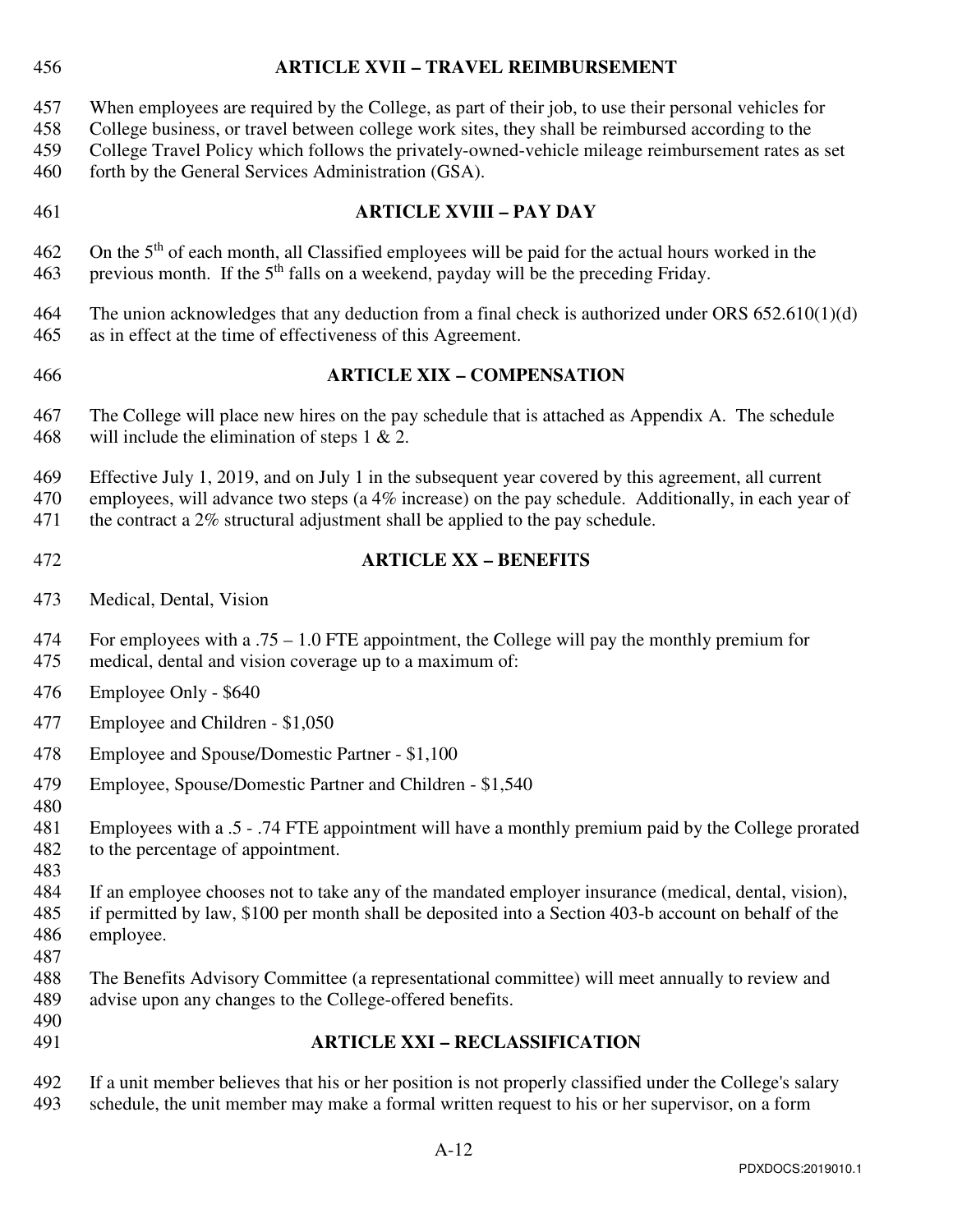## ARTICLE XVII – TRAVEL REIMBURSEMENT

When employees are required by the College, as part of their job, to use their personal vehicles for College business, or travel between college work sites, they shall be reimbursed according to the College Travel Policy which follows the privately-owned-vehicle mileage reimbursement rates as set forth by the General Services Administration (GSA).

## ARTICLE XVIII – PAY DAY

On the 5th of each month, all Classified employees will be paid for the actual hours worked in the previous month. If the 5th falls on a weekend, payday will be the preceding Friday.

The union acknowledges that any deduction from a final check is authorized under ORS 652.610(1)(d) as in effect at the time of effectiveness of this Agreement.

## ARTICLE XIX – COMPENSATION

The College will place new hires on the pay schedule that is attached as Appendix A. The schedule will include the elimination of steps 1 & 2.

Effective July 1, 2019, and on July 1 in the subsequent year covered by this agreement, all current employees, will advance two steps (a 4% increase) on the pay schedule. Additionally, in each year of the contract a 2% structural adjustment shall be applied to the pay schedule.

## ARTICLE XX – BENEFITS

Medical, Dental, Vision

For employees with a .75 – 1.0 FTE appointment, the College will pay the monthly premium for medical, dental and vision coverage up to a maximum of:

Employee Only - $640

Employee and Children - $1,050

Employee and Spouse/Domestic Partner - $1,100

Employee, Spouse/Domestic Partner and Children - $1,540

Employees with a .5 - .74 FTE appointment will have a monthly premium paid by the College prorated to the percentage of appointment.

If an employee chooses not to take any of the mandated employer insurance (medical, dental, vision), if permitted by law, $100 per month shall be deposited into a Section 403-b account on behalf of the employee.

The Benefits Advisory Committee (a representational committee) will meet annually to review and advise upon any changes to the College-offered benefits.

## ARTICLE XXI – RECLASSIFICATION

If a unit member believes that his or her position is not properly classified under the College's salary schedule, the unit member may make a formal written request to his or her supervisor, on a form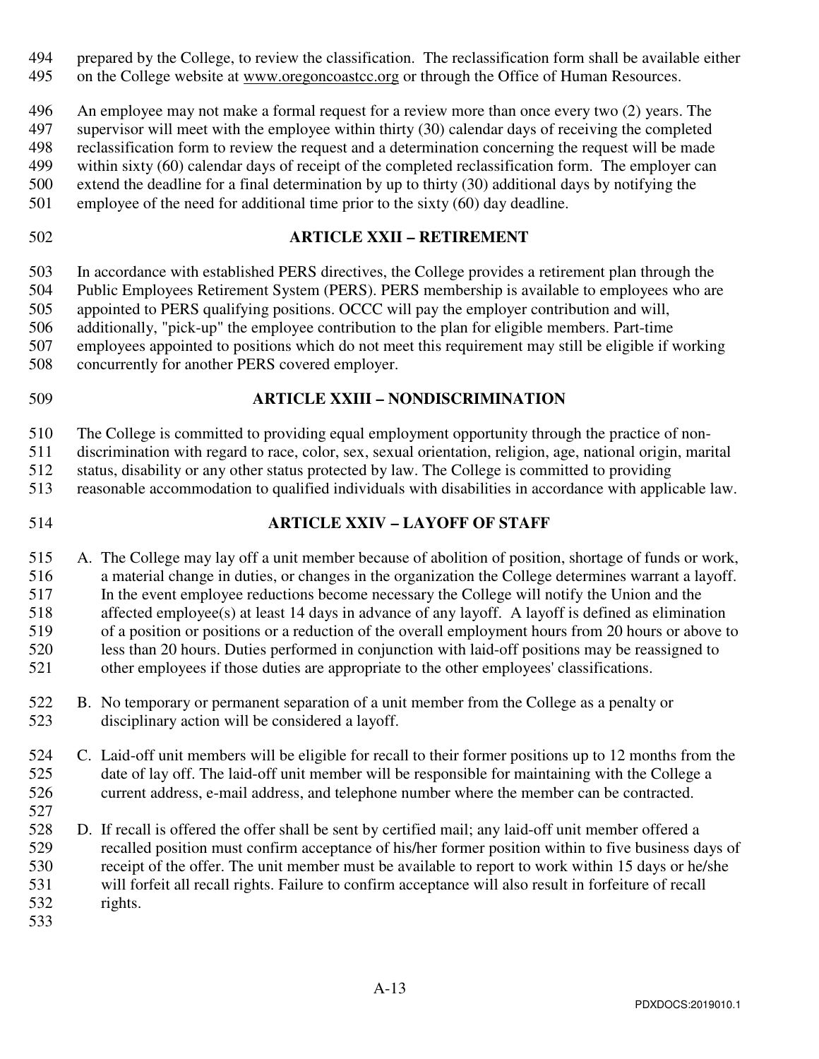prepared by the College, to review the classification. The reclassification form shall be available either on the College website at www.oregoncoastcc.org or through the Office of Human Resources.

An employee may not make a formal request for a review more than once every two (2) years. The supervisor will meet with the employee within thirty (30) calendar days of receiving the completed reclassification form to review the request and a determination concerning the request will be made within sixty (60) calendar days of receipt of the completed reclassification form. The employer can extend the deadline for a final determination by up to thirty (30) additional days by notifying the employee of the need for additional time prior to the sixty (60) day deadline.

## ARTICLE XXII – RETIREMENT

In accordance with established PERS directives, the College provides a retirement plan through the Public Employees Retirement System (PERS). PERS membership is available to employees who are appointed to PERS qualifying positions. OCCC will pay the employer contribution and will, additionally, "pick-up" the employee contribution to the plan for eligible members. Part-time employees appointed to positions which do not meet this requirement may still be eligible if working concurrently for another PERS covered employer.

## ARTICLE XXIII – NONDISCRIMINATION

The College is committed to providing equal employment opportunity through the practice of non-discrimination with regard to race, color, sex, sexual orientation, religion, age, national origin, marital status, disability or any other status protected by law. The College is committed to providing reasonable accommodation to qualified individuals with disabilities in accordance with applicable law.

## ARTICLE XXIV – LAYOFF OF STAFF

A. The College may lay off a unit member because of abolition of position, shortage of funds or work, a material change in duties, or changes in the organization the College determines warrant a layoff. In the event employee reductions become necessary the College will notify the Union and the affected employee(s) at least 14 days in advance of any layoff. A layoff is defined as elimination of a position or positions or a reduction of the overall employment hours from 20 hours or above to less than 20 hours. Duties performed in conjunction with laid-off positions may be reassigned to other employees if those duties are appropriate to the other employees' classifications.

B. No temporary or permanent separation of a unit member from the College as a penalty or disciplinary action will be considered a layoff.

C. Laid-off unit members will be eligible for recall to their former positions up to 12 months from the date of lay off. The laid-off unit member will be responsible for maintaining with the College a current address, e-mail address, and telephone number where the member can be contracted.

D. If recall is offered the offer shall be sent by certified mail; any laid-off unit member offered a recalled position must confirm acceptance of his/her former position within to five business days of receipt of the offer. The unit member must be available to report to work within 15 days or he/she will forfeit all recall rights. Failure to confirm acceptance will also result in forfeiture of recall rights.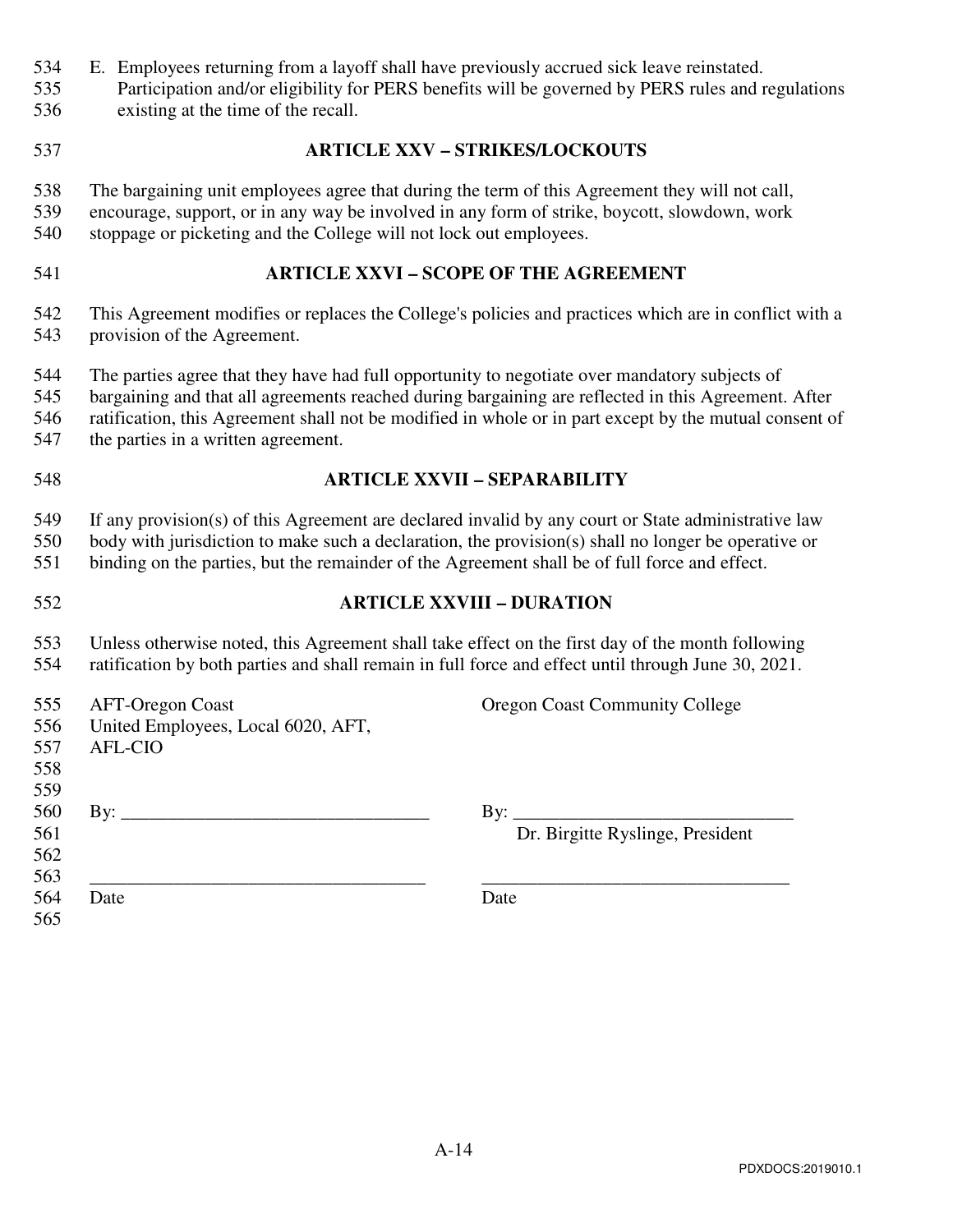E. Employees returning from a layoff shall have previously accrued sick leave reinstated. Participation and/or eligibility for PERS benefits will be governed by PERS rules and regulations existing at the time of the recall.

## ARTICLE XXV – STRIKES/LOCKOUTS

The bargaining unit employees agree that during the term of this Agreement they will not call, encourage, support, or in any way be involved in any form of strike, boycott, slowdown, work stoppage or picketing and the College will not lock out employees.

## ARTICLE XXVI – SCOPE OF THE AGREEMENT

This Agreement modifies or replaces the College's policies and practices which are in conflict with a provision of the Agreement.

The parties agree that they have had full opportunity to negotiate over mandatory subjects of bargaining and that all agreements reached during bargaining are reflected in this Agreement. After ratification, this Agreement shall not be modified in whole or in part except by the mutual consent of the parties in a written agreement.

## ARTICLE XXVII – SEPARABILITY

If any provision(s) of this Agreement are declared invalid by any court or State administrative law body with jurisdiction to make such a declaration, the provision(s) shall no longer be operative or binding on the parties, but the remainder of the Agreement shall be of full force and effect.

## ARTICLE XXVIII – DURATION

Unless otherwise noted, this Agreement shall take effect on the first day of the month following ratification by both parties and shall remain in full force and effect until through June 30, 2021.

| AFT-Oregon Coast United Employees, Local 6020, AFT, AFL-CIO | Oregon Coast Community College |
|---|---|
| By: _________________________________ | By: ______________________________ |
| | Dr. Birgitte Ryslinge, President |
| ___________________________________ | _________________________________ |
| Date | Date |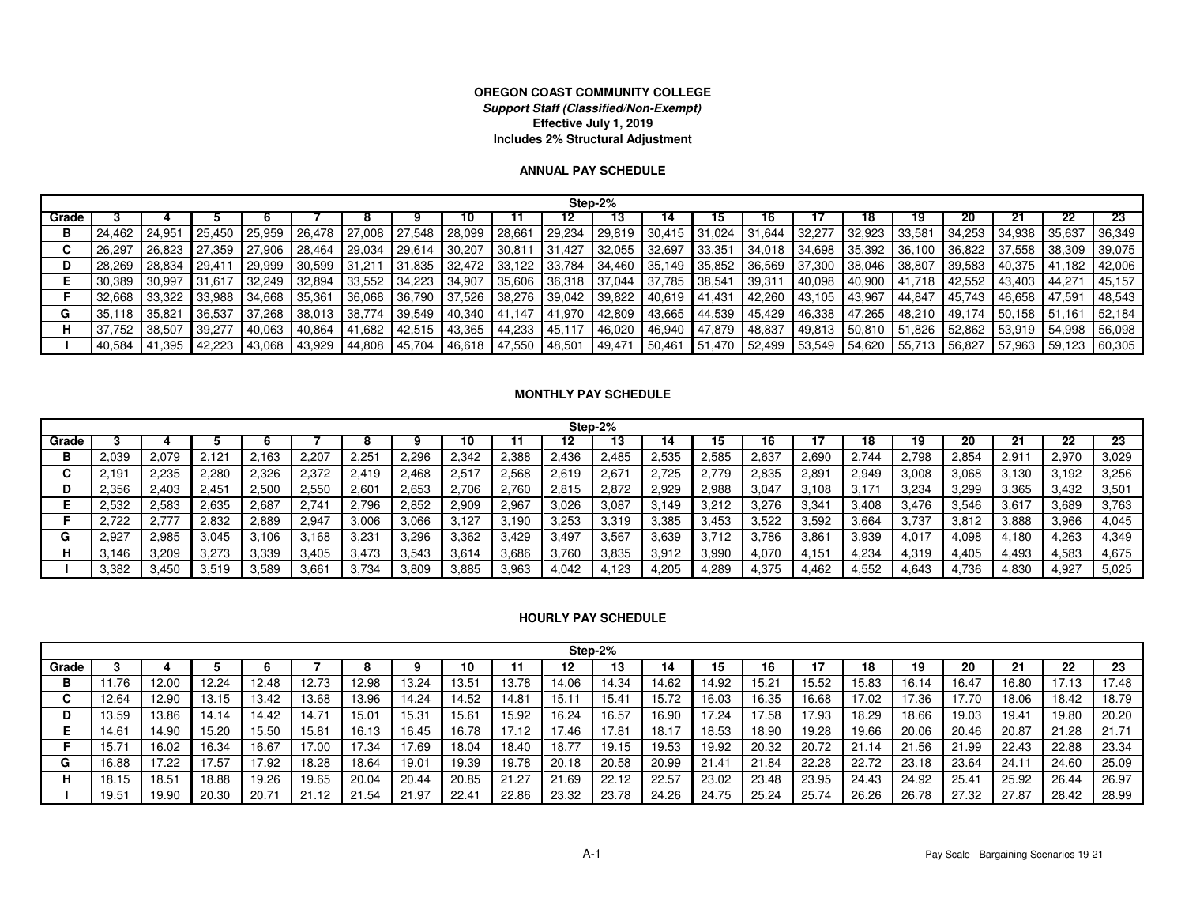**OREGON COAST COMMUNITY COLLEGE**

***Support Staff (Classified/Non-Exempt)***

**Effective July 1, 2019**

**Includes 2% Structural Adjustment**

**ANNUAL PAY SCHEDULE**

| | Step-2% | | | | | | | | | | | | | | | | | | | | |
|---|---|---|---|---|---|---|---|---|---|---|---|---|---|---|---|---|---|---|---|---|---|
| **Grade** | **3** | **4** | **5** | **6** | **7** | **8** | **9** | **10** | **11** | **12** | **13** | **14** | **15** | **16** | **17** | **18** | **19** | **20** | **21** | **22** | **23** |
| **B** | 24,462 | 24,951 | 25,450 | 25,959 | 26,478 | 27,008 | 27,548 | 28,099 | 28,661 | 29,234 | 29,819 | 30,415 | 31,024 | 31,644 | 32,277 | 32,923 | 33,581 | 34,253 | 34,938 | 35,637 | 36,349 |
| **C** | 26,297 | 26,823 | 27,359 | 27,906 | 28,464 | 29,034 | 29,614 | 30,207 | 30,811 | 31,427 | 32,055 | 32,697 | 33,351 | 34,018 | 34,698 | 35,392 | 36,100 | 36,822 | 37,558 | 38,309 | 39,075 |
| **D** | 28,269 | 28,834 | 29,411 | 29,999 | 30,599 | 31,211 | 31,835 | 32,472 | 33,122 | 33,784 | 34,460 | 35,149 | 35,852 | 36,569 | 37,300 | 38,046 | 38,807 | 39,583 | 40,375 | 41,182 | 42,006 |
| **E** | 30,389 | 30,997 | 31,617 | 32,249 | 32,894 | 33,552 | 34,223 | 34,907 | 35,606 | 36,318 | 37,044 | 37,785 | 38,541 | 39,311 | 40,098 | 40,900 | 41,718 | 42,552 | 43,403 | 44,271 | 45,157 |
| **F** | 32,668 | 33,322 | 33,988 | 34,668 | 35,361 | 36,068 | 36,790 | 37,526 | 38,276 | 39,042 | 39,822 | 40,619 | 41,431 | 42,260 | 43,105 | 43,967 | 44,847 | 45,743 | 46,658 | 47,591 | 48,543 |
| **G** | 35,118 | 35,821 | 36,537 | 37,268 | 38,013 | 38,774 | 39,549 | 40,340 | 41,147 | 41,970 | 42,809 | 43,665 | 44,539 | 45,429 | 46,338 | 47,265 | 48,210 | 49,174 | 50,158 | 51,161 | 52,184 |
| **H** | 37,752 | 38,507 | 39,277 | 40,063 | 40,864 | 41,682 | 42,515 | 43,365 | 44,233 | 45,117 | 46,020 | 46,940 | 47,879 | 48,837 | 49,813 | 50,810 | 51,826 | 52,862 | 53,919 | 54,998 | 56,098 |
| **I** | 40,584 | 41,395 | 42,223 | 43,068 | 43,929 | 44,808 | 45,704 | 46,618 | 47,550 | 48,501 | 49,471 | 50,461 | 51,470 | 52,499 | 53,549 | 54,620 | 55,713 | 56,827 | 57,963 | 59,123 | 60,305 |

**MONTHLY PAY SCHEDULE**

| | Step-2% | | | | | | | | | | | | | | | | | | | | |
|---|---|---|---|---|---|---|---|---|---|---|---|---|---|---|---|---|---|---|---|---|---|
| **Grade** | **3** | **4** | **5** | **6** | **7** | **8** | **9** | **10** | **11** | **12** | **13** | **14** | **15** | **16** | **17** | **18** | **19** | **20** | **21** | **22** | **23** |
| **B** | 2,039 | 2,079 | 2,121 | 2,163 | 2,207 | 2,251 | 2,296 | 2,342 | 2,388 | 2,436 | 2,485 | 2,535 | 2,585 | 2,637 | 2,690 | 2,744 | 2,798 | 2,854 | 2,911 | 2,970 | 3,029 |
| **C** | 2,191 | 2,235 | 2,280 | 2,326 | 2,372 | 2,419 | 2,468 | 2,517 | 2,568 | 2,619 | 2,671 | 2,725 | 2,779 | 2,835 | 2,891 | 2,949 | 3,008 | 3,068 | 3,130 | 3,192 | 3,256 |
| **D** | 2,356 | 2,403 | 2,451 | 2,500 | 2,550 | 2,601 | 2,653 | 2,706 | 2,760 | 2,815 | 2,872 | 2,929 | 2,988 | 3,047 | 3,108 | 3,171 | 3,234 | 3,299 | 3,365 | 3,432 | 3,501 |
| **E** | 2,532 | 2,583 | 2,635 | 2,687 | 2,741 | 2,796 | 2,852 | 2,909 | 2,967 | 3,026 | 3,087 | 3,149 | 3,212 | 3,276 | 3,341 | 3,408 | 3,476 | 3,546 | 3,617 | 3,689 | 3,763 |
| **F** | 2,722 | 2,777 | 2,832 | 2,889 | 2,947 | 3,006 | 3,066 | 3,127 | 3,190 | 3,253 | 3,319 | 3,385 | 3,453 | 3,522 | 3,592 | 3,664 | 3,737 | 3,812 | 3,888 | 3,966 | 4,045 |
| **G** | 2,927 | 2,985 | 3,045 | 3,106 | 3,168 | 3,231 | 3,296 | 3,362 | 3,429 | 3,497 | 3,567 | 3,639 | 3,712 | 3,786 | 3,861 | 3,939 | 4,017 | 4,098 | 4,180 | 4,263 | 4,349 |
| **H** | 3,146 | 3,209 | 3,273 | 3,339 | 3,405 | 3,473 | 3,543 | 3,614 | 3,686 | 3,760 | 3,835 | 3,912 | 3,990 | 4,070 | 4,151 | 4,234 | 4,319 | 4,405 | 4,493 | 4,583 | 4,675 |
| **I** | 3,382 | 3,450 | 3,519 | 3,589 | 3,661 | 3,734 | 3,809 | 3,885 | 3,963 | 4,042 | 4,123 | 4,205 | 4,289 | 4,375 | 4,462 | 4,552 | 4,643 | 4,736 | 4,830 | 4,927 | 5,025 |

**HOURLY PAY SCHEDULE**

| | Step-2% | | | | | | | | | | | | | | | | | | | | |
|---|---|---|---|---|---|---|---|---|---|---|---|---|---|---|---|---|---|---|---|---|---|
| **Grade** | **3** | **4** | **5** | **6** | **7** | **8** | **9** | **10** | **11** | **12** | **13** | **14** | **15** | **16** | **17** | **18** | **19** | **20** | **21** | **22** | **23** |
| **B** | 11.76 | 12.00 | 12.24 | 12.48 | 12.73 | 12.98 | 13.24 | 13.51 | 13.78 | 14.06 | 14.34 | 14.62 | 14.92 | 15.21 | 15.52 | 15.83 | 16.14 | 16.47 | 16.80 | 17.13 | 17.48 |
| **C** | 12.64 | 12.90 | 13.15 | 13.42 | 13.68 | 13.96 | 14.24 | 14.52 | 14.81 | 15.11 | 15.41 | 15.72 | 16.03 | 16.35 | 16.68 | 17.02 | 17.36 | 17.70 | 18.06 | 18.42 | 18.79 |
| **D** | 13.59 | 13.86 | 14.14 | 14.42 | 14.71 | 15.01 | 15.31 | 15.61 | 15.92 | 16.24 | 16.57 | 16.90 | 17.24 | 17.58 | 17.93 | 18.29 | 18.66 | 19.03 | 19.41 | 19.80 | 20.20 |
| **E** | 14.61 | 14.90 | 15.20 | 15.50 | 15.81 | 16.13 | 16.45 | 16.78 | 17.12 | 17.46 | 17.81 | 18.17 | 18.53 | 18.90 | 19.28 | 19.66 | 20.06 | 20.46 | 20.87 | 21.28 | 21.71 |
| **F** | 15.71 | 16.02 | 16.34 | 16.67 | 17.00 | 17.34 | 17.69 | 18.04 | 18.40 | 18.77 | 19.15 | 19.53 | 19.92 | 20.32 | 20.72 | 21.14 | 21.56 | 21.99 | 22.43 | 22.88 | 23.34 |
| **G** | 16.88 | 17.22 | 17.57 | 17.92 | 18.28 | 18.64 | 19.01 | 19.39 | 19.78 | 20.18 | 20.58 | 20.99 | 21.41 | 21.84 | 22.28 | 22.72 | 23.18 | 23.64 | 24.11 | 24.60 | 25.09 |
| **H** | 18.15 | 18.51 | 18.88 | 19.26 | 19.65 | 20.04 | 20.44 | 20.85 | 21.27 | 21.69 | 22.12 | 22.57 | 23.02 | 23.48 | 23.95 | 24.43 | 24.92 | 25.41 | 25.92 | 26.44 | 26.97 |
| **I** | 19.51 | 19.90 | 20.30 | 20.71 | 21.12 | 21.54 | 21.97 | 22.41 | 22.86 | 23.32 | 23.78 | 24.26 | 24.75 | 25.24 | 25.74 | 26.26 | 26.78 | 27.32 | 27.87 | 28.42 | 28.99 |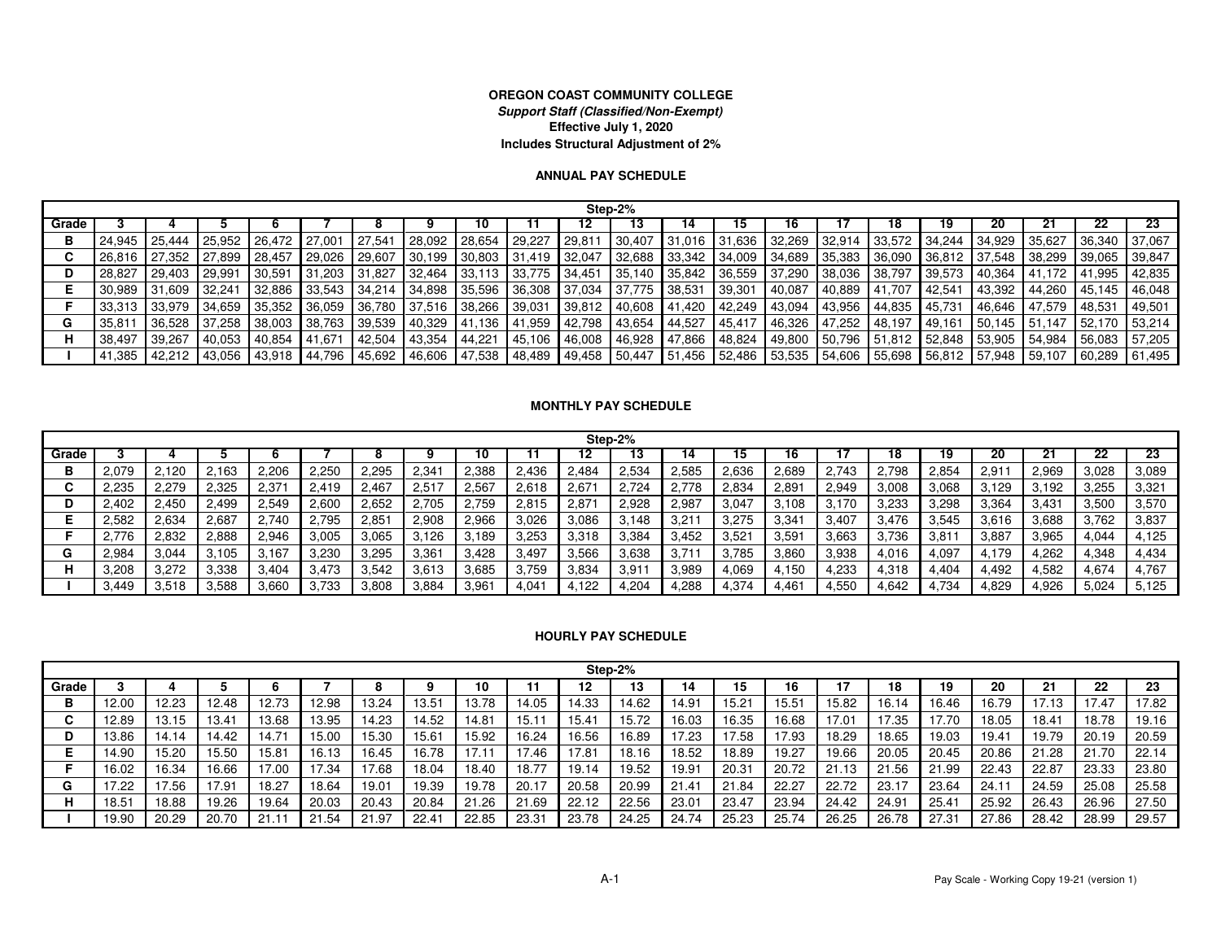**OREGON COAST COMMUNITY COLLEGE**

***Support Staff (Classified/Non-Exempt)***

**Effective July 1, 2020**

**Includes Structural Adjustment of 2%**

### ANNUAL PAY SCHEDULE

| | Step-2% | | | | | | | | | | | | | | | | | | | | |
|---|---|---|---|---|---|---|---|---|---|---|---|---|---|---|---|---|---|---|---|---|---|
| Grade | 3 | 4 | 5 | 6 | 7 | 8 | 9 | 10 | 11 | 12 | 13 | 14 | 15 | 16 | 17 | 18 | 19 | 20 | 21 | 22 | 23 |
| B | 24,945 | 25,444 | 25,952 | 26,472 | 27,001 | 27,541 | 28,092 | 28,654 | 29,227 | 29,811 | 30,407 | 31,016 | 31,636 | 32,269 | 32,914 | 33,572 | 34,244 | 34,929 | 35,627 | 36,340 | 37,067 |
| C | 26,816 | 27,352 | 27,899 | 28,457 | 29,026 | 29,607 | 30,199 | 30,803 | 31,419 | 32,047 | 32,688 | 33,342 | 34,009 | 34,689 | 35,383 | 36,090 | 36,812 | 37,548 | 38,299 | 39,065 | 39,847 |
| D | 28,827 | 29,403 | 29,991 | 30,591 | 31,203 | 31,827 | 32,464 | 33,113 | 33,775 | 34,451 | 35,140 | 35,842 | 36,559 | 37,290 | 38,036 | 38,797 | 39,573 | 40,364 | 41,172 | 41,995 | 42,835 |
| E | 30,989 | 31,609 | 32,241 | 32,886 | 33,543 | 34,214 | 34,898 | 35,596 | 36,308 | 37,034 | 37,775 | 38,531 | 39,301 | 40,087 | 40,889 | 41,707 | 42,541 | 43,392 | 44,260 | 45,145 | 46,048 |
| F | 33,313 | 33,979 | 34,659 | 35,352 | 36,059 | 36,780 | 37,516 | 38,266 | 39,031 | 39,812 | 40,608 | 41,420 | 42,249 | 43,094 | 43,956 | 44,835 | 45,731 | 46,646 | 47,579 | 48,531 | 49,501 |
| G | 35,811 | 36,528 | 37,258 | 38,003 | 38,763 | 39,539 | 40,329 | 41,136 | 41,959 | 42,798 | 43,654 | 44,527 | 45,417 | 46,326 | 47,252 | 48,197 | 49,161 | 50,145 | 51,147 | 52,170 | 53,214 |
| H | 38,497 | 39,267 | 40,053 | 40,854 | 41,671 | 42,504 | 43,354 | 44,221 | 45,106 | 46,008 | 46,928 | 47,866 | 48,824 | 49,800 | 50,796 | 51,812 | 52,848 | 53,905 | 54,984 | 56,083 | 57,205 |
| I | 41,385 | 42,212 | 43,056 | 43,918 | 44,796 | 45,692 | 46,606 | 47,538 | 48,489 | 49,458 | 50,447 | 51,456 | 52,486 | 53,535 | 54,606 | 55,698 | 56,812 | 57,948 | 59,107 | 60,289 | 61,495 |

### MONTHLY PAY SCHEDULE

| | Step-2% | | | | | | | | | | | | | | | | | | | | |
|---|---|---|---|---|---|---|---|---|---|---|---|---|---|---|---|---|---|---|---|---|---|
| Grade | 3 | 4 | 5 | 6 | 7 | 8 | 9 | 10 | 11 | 12 | 13 | 14 | 15 | 16 | 17 | 18 | 19 | 20 | 21 | 22 | 23 |
| B | 2,079 | 2,120 | 2,163 | 2,206 | 2,250 | 2,295 | 2,341 | 2,388 | 2,436 | 2,484 | 2,534 | 2,585 | 2,636 | 2,689 | 2,743 | 2,798 | 2,854 | 2,911 | 2,969 | 3,028 | 3,089 |
| C | 2,235 | 2,279 | 2,325 | 2,371 | 2,419 | 2,467 | 2,517 | 2,567 | 2,618 | 2,671 | 2,724 | 2,778 | 2,834 | 2,891 | 2,949 | 3,008 | 3,068 | 3,129 | 3,192 | 3,255 | 3,321 |
| D | 2,402 | 2,450 | 2,499 | 2,549 | 2,600 | 2,652 | 2,705 | 2,759 | 2,815 | 2,871 | 2,928 | 2,987 | 3,047 | 3,108 | 3,170 | 3,233 | 3,298 | 3,364 | 3,431 | 3,500 | 3,570 |
| E | 2,582 | 2,634 | 2,687 | 2,740 | 2,795 | 2,851 | 2,908 | 2,966 | 3,026 | 3,086 | 3,148 | 3,211 | 3,275 | 3,341 | 3,407 | 3,476 | 3,545 | 3,616 | 3,688 | 3,762 | 3,837 |
| F | 2,776 | 2,832 | 2,888 | 2,946 | 3,005 | 3,065 | 3,126 | 3,189 | 3,253 | 3,318 | 3,384 | 3,452 | 3,521 | 3,591 | 3,663 | 3,736 | 3,811 | 3,887 | 3,965 | 4,044 | 4,125 |
| G | 2,984 | 3,044 | 3,105 | 3,167 | 3,230 | 3,295 | 3,361 | 3,428 | 3,497 | 3,566 | 3,638 | 3,711 | 3,785 | 3,860 | 3,938 | 4,016 | 4,097 | 4,179 | 4,262 | 4,348 | 4,434 |
| H | 3,208 | 3,272 | 3,338 | 3,404 | 3,473 | 3,542 | 3,613 | 3,685 | 3,759 | 3,834 | 3,911 | 3,989 | 4,069 | 4,150 | 4,233 | 4,318 | 4,404 | 4,492 | 4,582 | 4,674 | 4,767 |
| I | 3,449 | 3,518 | 3,588 | 3,660 | 3,733 | 3,808 | 3,884 | 3,961 | 4,041 | 4,122 | 4,204 | 4,288 | 4,374 | 4,461 | 4,550 | 4,642 | 4,734 | 4,829 | 4,926 | 5,024 | 5,125 |

### HOURLY PAY SCHEDULE

| | Step-2% | | | | | | | | | | | | | | | | | | | | |
|---|---|---|---|---|---|---|---|---|---|---|---|---|---|---|---|---|---|---|---|---|---|
| Grade | 3 | 4 | 5 | 6 | 7 | 8 | 9 | 10 | 11 | 12 | 13 | 14 | 15 | 16 | 17 | 18 | 19 | 20 | 21 | 22 | 23 |
| B | 12.00 | 12.23 | 12.48 | 12.73 | 12.98 | 13.24 | 13.51 | 13.78 | 14.05 | 14.33 | 14.62 | 14.91 | 15.21 | 15.51 | 15.82 | 16.14 | 16.46 | 16.79 | 17.13 | 17.47 | 17.82 |
| C | 12.89 | 13.15 | 13.41 | 13.68 | 13.95 | 14.23 | 14.52 | 14.81 | 15.11 | 15.41 | 15.72 | 16.03 | 16.35 | 16.68 | 17.01 | 17.35 | 17.70 | 18.05 | 18.41 | 18.78 | 19.16 |
| D | 13.86 | 14.14 | 14.42 | 14.71 | 15.00 | 15.30 | 15.61 | 15.92 | 16.24 | 16.56 | 16.89 | 17.23 | 17.58 | 17.93 | 18.29 | 18.65 | 19.03 | 19.41 | 19.79 | 20.19 | 20.59 |
| E | 14.90 | 15.20 | 15.50 | 15.81 | 16.13 | 16.45 | 16.78 | 17.11 | 17.46 | 17.81 | 18.16 | 18.52 | 18.89 | 19.27 | 19.66 | 20.05 | 20.45 | 20.86 | 21.28 | 21.70 | 22.14 |
| F | 16.02 | 16.34 | 16.66 | 17.00 | 17.34 | 17.68 | 18.04 | 18.40 | 18.77 | 19.14 | 19.52 | 19.91 | 20.31 | 20.72 | 21.13 | 21.56 | 21.99 | 22.43 | 22.87 | 23.33 | 23.80 |
| G | 17.22 | 17.56 | 17.91 | 18.27 | 18.64 | 19.01 | 19.39 | 19.78 | 20.17 | 20.58 | 20.99 | 21.41 | 21.84 | 22.27 | 22.72 | 23.17 | 23.64 | 24.11 | 24.59 | 25.08 | 25.58 |
| H | 18.51 | 18.88 | 19.26 | 19.64 | 20.03 | 20.43 | 20.84 | 21.26 | 21.69 | 22.12 | 22.56 | 23.01 | 23.47 | 23.94 | 24.42 | 24.91 | 25.41 | 25.92 | 26.43 | 26.96 | 27.50 |
| I | 19.90 | 20.29 | 20.70 | 21.11 | 21.54 | 21.97 | 22.41 | 22.85 | 23.31 | 23.78 | 24.25 | 24.74 | 25.23 | 25.74 | 26.25 | 26.78 | 27.31 | 27.86 | 28.42 | 28.99 | 29.57 |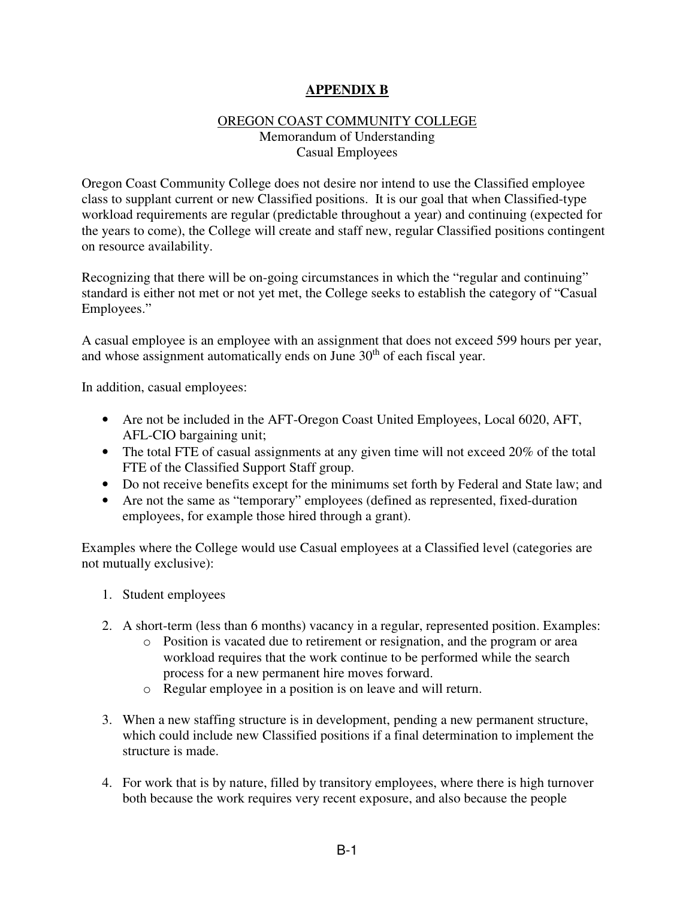# APPENDIX B

OREGON COAST COMMUNITY COLLEGE
Memorandum of Understanding
Casual Employees

Oregon Coast Community College does not desire nor intend to use the Classified employee class to supplant current or new Classified positions. It is our goal that when Classified-type workload requirements are regular (predictable throughout a year) and continuing (expected for the years to come), the College will create and staff new, regular Classified positions contingent on resource availability.

Recognizing that there will be on-going circumstances in which the "regular and continuing" standard is either not met or not yet met, the College seeks to establish the category of "Casual Employees."

A casual employee is an employee with an assignment that does not exceed 599 hours per year, and whose assignment automatically ends on June 30th of each fiscal year.

In addition, casual employees:

- Are not be included in the AFT-Oregon Coast United Employees, Local 6020, AFT, AFL-CIO bargaining unit;
- The total FTE of casual assignments at any given time will not exceed 20% of the total FTE of the Classified Support Staff group.
- Do not receive benefits except for the minimums set forth by Federal and State law; and
- Are not the same as "temporary" employees (defined as represented, fixed-duration employees, for example those hired through a grant).

Examples where the College would use Casual employees at a Classified level (categories are not mutually exclusive):

1. Student employees

2. A short-term (less than 6 months) vacancy in a regular, represented position. Examples:
   - Position is vacated due to retirement or resignation, and the program or area workload requires that the work continue to be performed while the search process for a new permanent hire moves forward.
   - Regular employee in a position is on leave and will return.

3. When a new staffing structure is in development, pending a new permanent structure, which could include new Classified positions if a final determination to implement the structure is made.

4. For work that is by nature, filled by transitory employees, where there is high turnover both because the work requires very recent exposure, and also because the people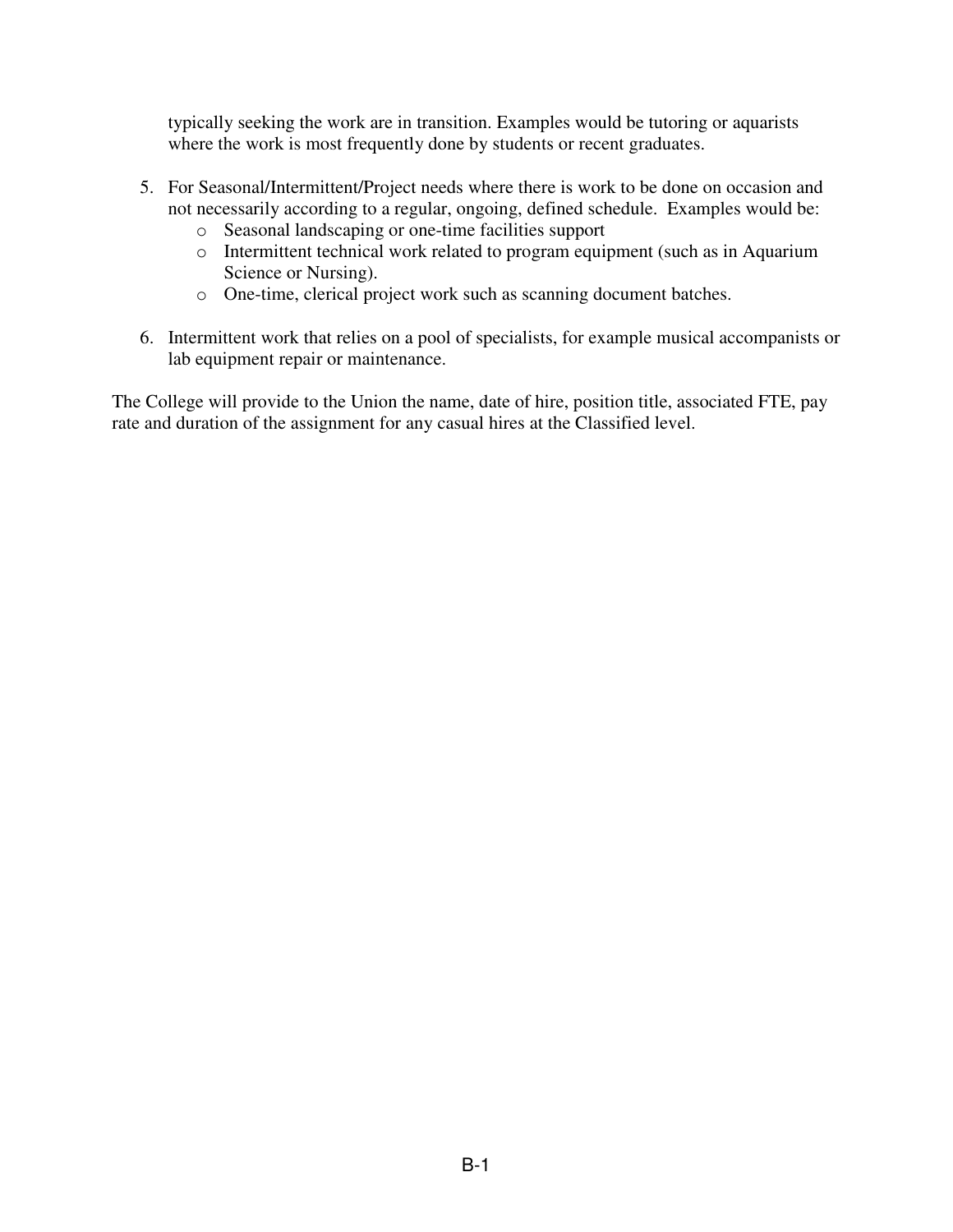typically seeking the work are in transition. Examples would be tutoring or aquarists where the work is most frequently done by students or recent graduates.

5. For Seasonal/Intermittent/Project needs where there is work to be done on occasion and not necessarily according to a regular, ongoing, defined schedule. Examples would be:
   - Seasonal landscaping or one-time facilities support
   - Intermittent technical work related to program equipment (such as in Aquarium Science or Nursing).
   - One-time, clerical project work such as scanning document batches.

6. Intermittent work that relies on a pool of specialists, for example musical accompanists or lab equipment repair or maintenance.

The College will provide to the Union the name, date of hire, position title, associated FTE, pay rate and duration of the assignment for any casual hires at the Classified level.